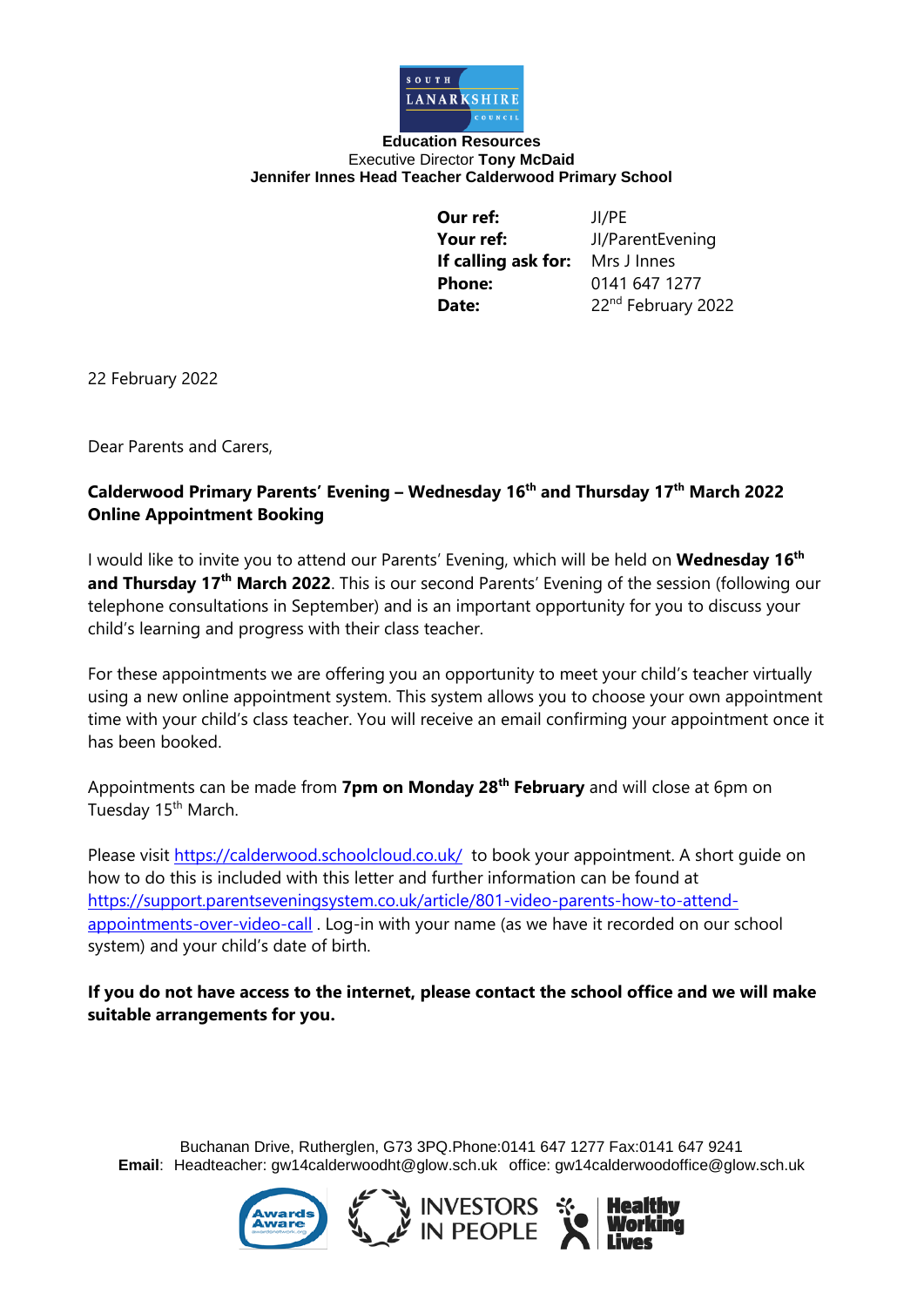**Education Resources**
Executive Director **Tony McDaid**
**Jennifer Innes Head Teacher Calderwood Primary School**

| | |
|---|---|
| **Our ref:** | JI/PE |
| **Your ref:** | JI/ParentEvening |
| **If calling ask for:** | Mrs J Innes |
| **Phone:** | 0141 647 1277 |
| **Date:** | 22nd February 2022 |

22 February 2022

Dear Parents and Carers,

**Calderwood Primary Parents' Evening – Wednesday 16th and Thursday 17th March 2022**
**Online Appointment Booking**

I would like to invite you to attend our Parents' Evening, which will be held on **Wednesday 16th and Thursday 17th March 2022**. This is our second Parents' Evening of the session (following our telephone consultations in September) and is an important opportunity for you to discuss your child's learning and progress with their class teacher.

For these appointments we are offering you an opportunity to meet your child's teacher virtually using a new online appointment system. This system allows you to choose your own appointment time with your child's class teacher. You will receive an email confirming your appointment once it has been booked.

Appointments can be made from **7pm on Monday 28th February** and will close at 6pm on Tuesday 15th March.

Please visit https://calderwood.schoolcloud.co.uk/ to book your appointment. A short guide on how to do this is included with this letter and further information can be found at https://support.parentseveningsystem.co.uk/article/801-video-parents-how-to-attend-appointments-over-video-call . Log-in with your name (as we have it recorded on our school system) and your child's date of birth.

**If you do not have access to the internet, please contact the school office and we will make suitable arrangements for you.**

Buchanan Drive, Rutherglen, G73 3PQ.Phone:0141 647 1277 Fax:0141 647 9241
**Email**: Headteacher: gw14calderwoodht@glow.sch.uk office: gw14calderwoodoffice@glow.sch.uk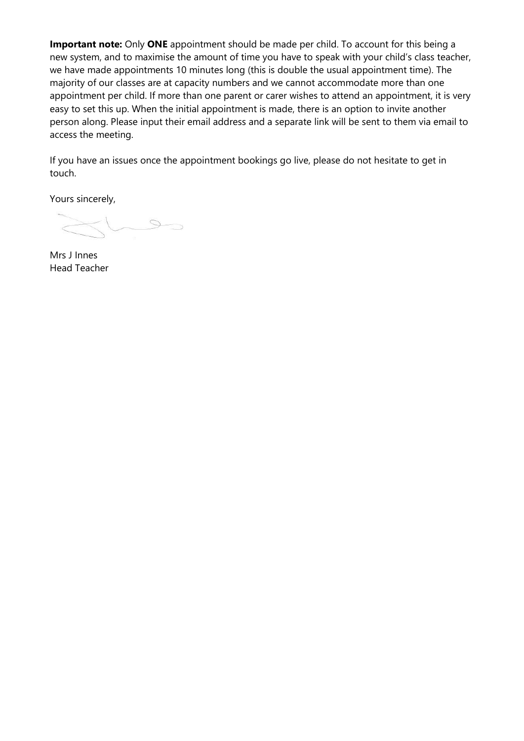**Important note:** Only **ONE** appointment should be made per child. To account for this being a new system, and to maximise the amount of time you have to speak with your child's class teacher, we have made appointments 10 minutes long (this is double the usual appointment time). The majority of our classes are at capacity numbers and we cannot accommodate more than one appointment per child. If more than one parent or carer wishes to attend an appointment, it is very easy to set this up. When the initial appointment is made, there is an option to invite another person along. Please input their email address and a separate link will be sent to them via email to access the meeting.

If you have an issues once the appointment bookings go live, please do not hesitate to get in touch.

Yours sincerely,

Mrs J Innes
Head Teacher